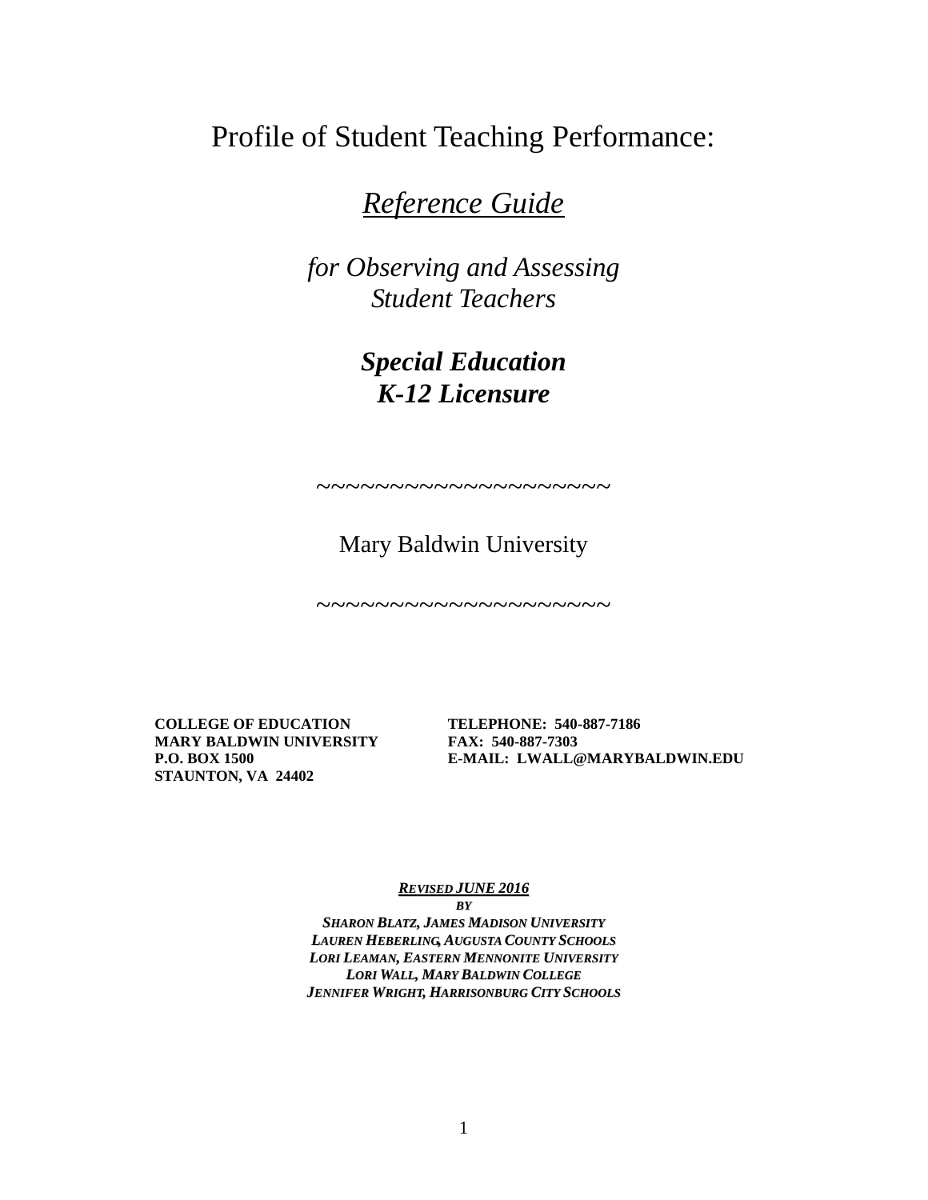# Profile of Student Teaching Performance:

## *Reference Guide*

*for Observing and Assessing Student Teachers*

***Special Education K-12 Licensure***

~~~~~~~~~~~~~~~~~~~~~

Mary Baldwin University

~~~~~~~~~~~~~~~~~~~~~

**COLLEGE OF EDUCATION**
**MARY BALDWIN UNIVERSITY**
**P.O. BOX 1500**
**STAUNTON, VA 24402**

**TELEPHONE: 540-887-7186**
**FAX: 540-887-7303**
**E-MAIL: LWALL@MARYBALDWIN.EDU**

***REVISED JUNE 2016***
***BY***
***SHARON BLATZ, JAMES MADISON UNIVERSITY***
***LAUREN HEBERLING, AUGUSTA COUNTY SCHOOLS***
***LORI LEAMAN, EASTERN MENNONITE UNIVERSITY***
***LORI WALL, MARY BALDWIN COLLEGE***
***JENNIFER WRIGHT, HARRISONBURG CITY SCHOOLS***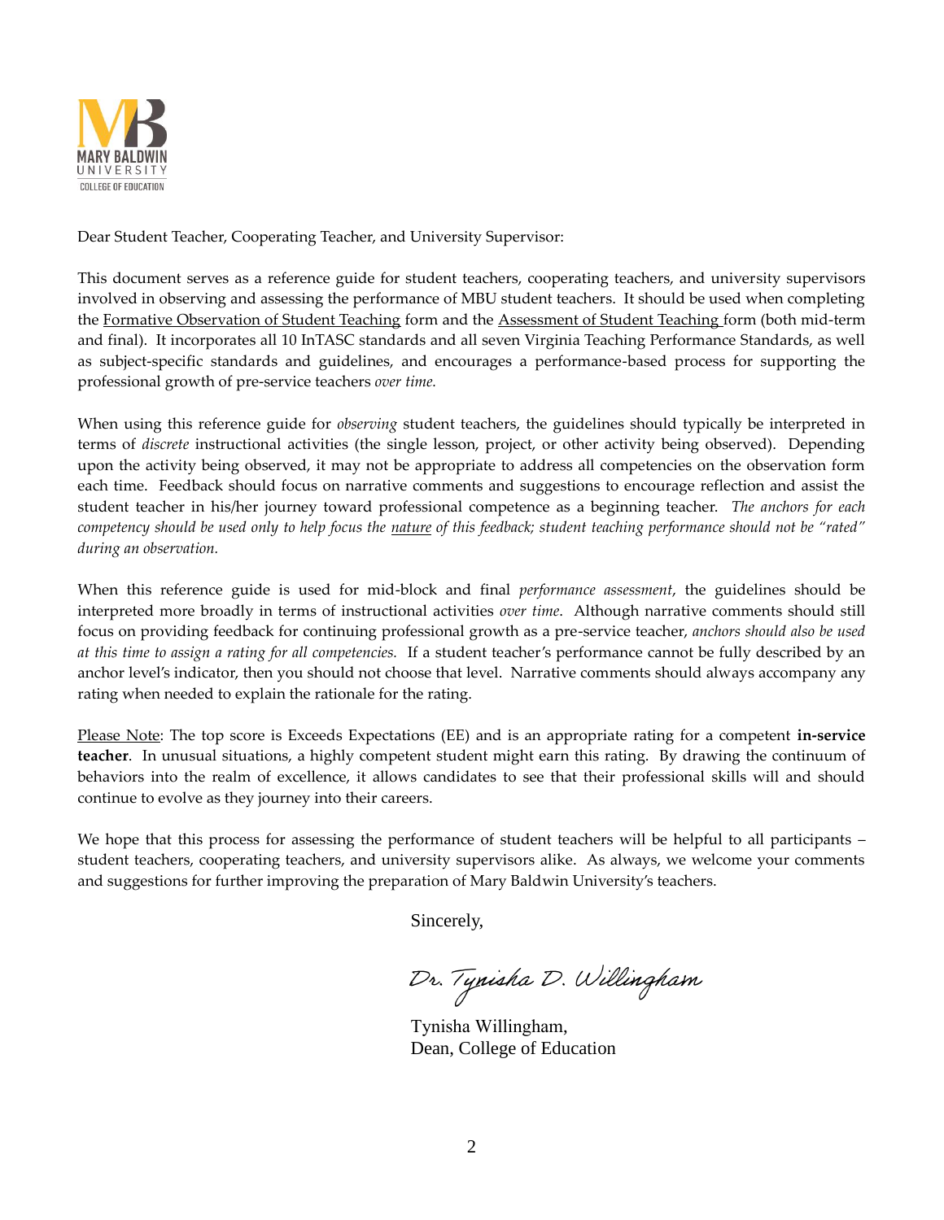MARY BALDWIN
UNIVERSITY
COLLEGE OF EDUCATION

Dear Student Teacher, Cooperating Teacher, and University Supervisor:

This document serves as a reference guide for student teachers, cooperating teachers, and university supervisors involved in observing and assessing the performance of MBU student teachers. It should be used when completing the Formative Observation of Student Teaching form and the Assessment of Student Teaching form (both mid-term and final). It incorporates all 10 InTASC standards and all seven Virginia Teaching Performance Standards, as well as subject-specific standards and guidelines, and encourages a performance-based process for supporting the professional growth of pre-service teachers *over time.*

When using this reference guide for *observing* student teachers, the guidelines should typically be interpreted in terms of *discrete* instructional activities (the single lesson, project, or other activity being observed). Depending upon the activity being observed, it may not be appropriate to address all competencies on the observation form each time. Feedback should focus on narrative comments and suggestions to encourage reflection and assist the student teacher in his/her journey toward professional competence as a beginning teacher. *The anchors for each competency should be used only to help focus the nature of this feedback; student teaching performance should not be "rated" during an observation.*

When this reference guide is used for mid-block and final *performance assessment*, the guidelines should be interpreted more broadly in terms of instructional activities *over time*. Although narrative comments should still focus on providing feedback for continuing professional growth as a pre-service teacher, *anchors should also be used at this time to assign a rating for all competencies.* If a student teacher's performance cannot be fully described by an anchor level's indicator, then you should not choose that level. Narrative comments should always accompany any rating when needed to explain the rationale for the rating.

Please Note: The top score is Exceeds Expectations (EE) and is an appropriate rating for a competent **in-service teacher**. In unusual situations, a highly competent student might earn this rating. By drawing the continuum of behaviors into the realm of excellence, it allows candidates to see that their professional skills will and should continue to evolve as they journey into their careers.

We hope that this process for assessing the performance of student teachers will be helpful to all participants – student teachers, cooperating teachers, and university supervisors alike. As always, we welcome your comments and suggestions for further improving the preparation of Mary Baldwin University's teachers.

Sincerely,

*Dr. Tynisha D. Willingham*

Tynisha Willingham,
Dean, College of Education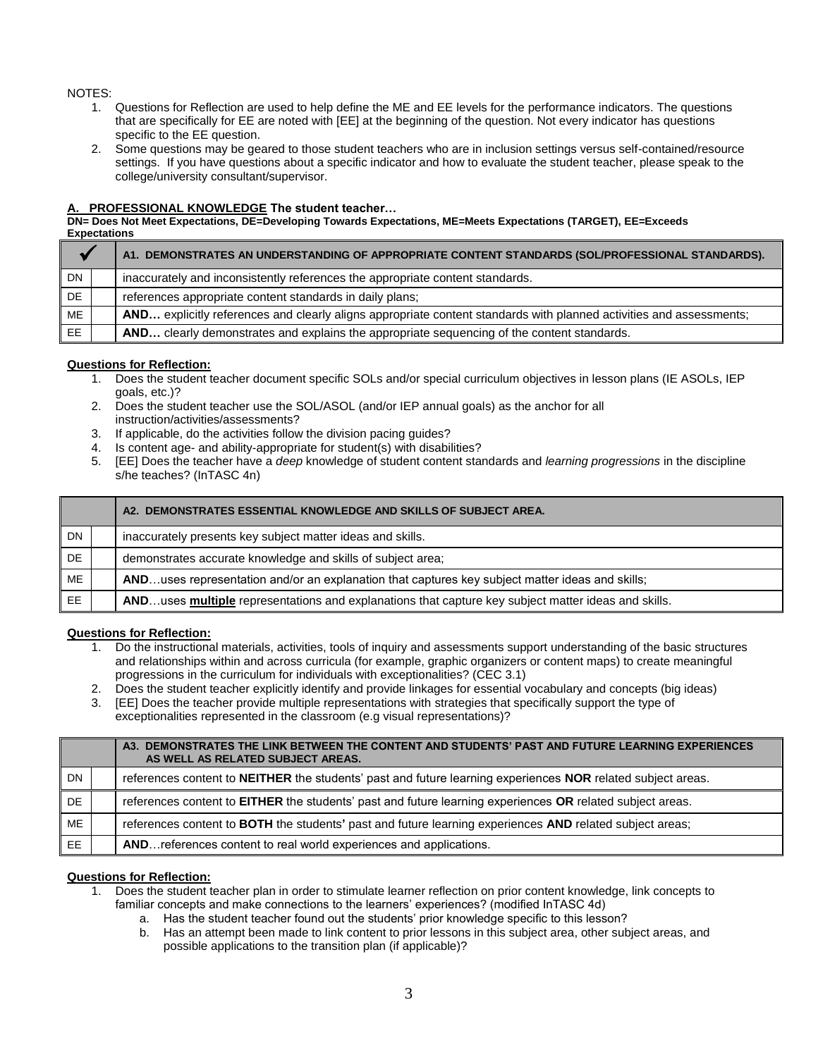NOTES:

1. Questions for Reflection are used to help define the ME and EE levels for the performance indicators. The questions that are specifically for EE are noted with [EE] at the beginning of the question. Not every indicator has questions specific to the EE question.
2. Some questions may be geared to those student teachers who are in inclusion settings versus self-contained/resource settings. If you have questions about a specific indicator and how to evaluate the student teacher, please speak to the college/university consultant/supervisor.

## A. PROFESSIONAL KNOWLEDGE The student teacher…

**DN= Does Not Meet Expectations, DE=Developing Towards Expectations, ME=Meets Expectations (TARGET), EE=Exceeds Expectations**

| ✓ | | A1. DEMONSTRATES AN UNDERSTANDING OF APPROPRIATE CONTENT STANDARDS (SOL/PROFESSIONAL STANDARDS). |
|---|---|---|
| DN | | inaccurately and inconsistently references the appropriate content standards. |
| DE | | references appropriate content standards in daily plans; |
| ME | | **AND…** explicitly references and clearly aligns appropriate content standards with planned activities and assessments; |
| EE | | **AND…** clearly demonstrates and explains the appropriate sequencing of the content standards. |

**Questions for Reflection:**

1. Does the student teacher document specific SOLs and/or special curriculum objectives in lesson plans (IE ASOLs, IEP goals, etc.)?
2. Does the student teacher use the SOL/ASOL (and/or IEP annual goals) as the anchor for all instruction/activities/assessments?
3. If applicable, do the activities follow the division pacing guides?
4. Is content age- and ability-appropriate for student(s) with disabilities?
5. [EE] Does the teacher have a *deep* knowledge of student content standards and *learning progressions* in the discipline s/he teaches? (InTASC 4n)

| | | A2. DEMONSTRATES ESSENTIAL KNOWLEDGE AND SKILLS OF SUBJECT AREA. |
|---|---|---|
| DN | | inaccurately presents key subject matter ideas and skills. |
| DE | | demonstrates accurate knowledge and skills of subject area; |
| ME | | **AND**…uses representation and/or an explanation that captures key subject matter ideas and skills; |
| EE | | **AND**…uses **multiple** representations and explanations that capture key subject matter ideas and skills. |

**Questions for Reflection:**

1. Do the instructional materials, activities, tools of inquiry and assessments support understanding of the basic structures and relationships within and across curricula (for example, graphic organizers or content maps) to create meaningful progressions in the curriculum for individuals with exceptionalities? (CEC 3.1)
2. Does the student teacher explicitly identify and provide linkages for essential vocabulary and concepts (big ideas)
3. [EE] Does the teacher provide multiple representations with strategies that specifically support the type of exceptionalities represented in the classroom (e.g visual representations)?

| | | A3. DEMONSTRATES THE LINK BETWEEN THE CONTENT AND STUDENTS' PAST AND FUTURE LEARNING EXPERIENCES AS WELL AS RELATED SUBJECT AREAS. |
|---|---|---|
| DN | | references content to **NEITHER** the students' past and future learning experiences **NOR** related subject areas. |
| DE | | references content to **EITHER** the students' past and future learning experiences **OR** related subject areas. |
| ME | | references content to **BOTH** the students' past and future learning experiences **AND** related subject areas; |
| EE | | **AND**…references content to real world experiences and applications. |

**Questions for Reflection:**

1. Does the student teacher plan in order to stimulate learner reflection on prior content knowledge, link concepts to familiar concepts and make connections to the learners' experiences? (modified InTASC 4d)
   a. Has the student teacher found out the students' prior knowledge specific to this lesson?
   b. Has an attempt been made to link content to prior lessons in this subject area, other subject areas, and possible applications to the transition plan (if applicable)?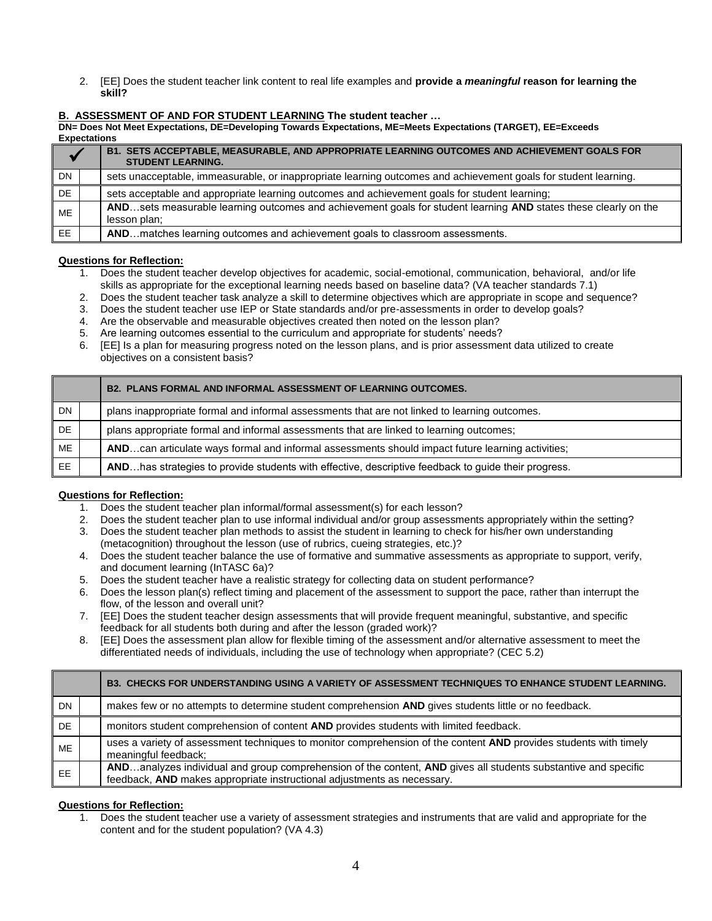2. [EE] Does the student teacher link content to real life examples and **provide a *meaningful* reason for learning the skill?**

**B. ASSESSMENT OF AND FOR STUDENT LEARNING The student teacher …**

**DN= Does Not Meet Expectations, DE=Developing Towards Expectations, ME=Meets Expectations (TARGET), EE=Exceeds Expectations**

| ✓ | | **B1. SETS ACCEPTABLE, MEASURABLE, AND APPROPRIATE LEARNING OUTCOMES AND ACHIEVEMENT GOALS FOR STUDENT LEARNING.** |
|---|---|---|
| DN | | sets unacceptable, immeasurable, or inappropriate learning outcomes and achievement goals for student learning. |
| DE | | sets acceptable and appropriate learning outcomes and achievement goals for student learning; |
| ME | | **AND**…sets measurable learning outcomes and achievement goals for student learning **AND** states these clearly on the lesson plan; |
| EE | | **AND**…matches learning outcomes and achievement goals to classroom assessments. |

**Questions for Reflection:**

1. Does the student teacher develop objectives for academic, social-emotional, communication, behavioral, and/or life skills as appropriate for the exceptional learning needs based on baseline data? (VA teacher standards 7.1)
2. Does the student teacher task analyze a skill to determine objectives which are appropriate in scope and sequence?
3. Does the student teacher use IEP or State standards and/or pre-assessments in order to develop goals?
4. Are the observable and measurable objectives created then noted on the lesson plan?
5. Are learning outcomes essential to the curriculum and appropriate for students' needs?
6. [EE] Is a plan for measuring progress noted on the lesson plans, and is prior assessment data utilized to create objectives on a consistent basis?

| | | **B2. PLANS FORMAL AND INFORMAL ASSESSMENT OF LEARNING OUTCOMES.** |
|---|---|---|
| DN | | plans inappropriate formal and informal assessments that are not linked to learning outcomes. |
| DE | | plans appropriate formal and informal assessments that are linked to learning outcomes; |
| ME | | **AND**…can articulate ways formal and informal assessments should impact future learning activities; |
| EE | | **AND**…has strategies to provide students with effective, descriptive feedback to guide their progress. |

**Questions for Reflection:**

1. Does the student teacher plan informal/formal assessment(s) for each lesson?
2. Does the student teacher plan to use informal individual and/or group assessments appropriately within the setting?
3. Does the student teacher plan methods to assist the student in learning to check for his/her own understanding (metacognition) throughout the lesson (use of rubrics, cueing strategies, etc.)?
4. Does the student teacher balance the use of formative and summative assessments as appropriate to support, verify, and document learning (InTASC 6a)?
5. Does the student teacher have a realistic strategy for collecting data on student performance?
6. Does the lesson plan(s) reflect timing and placement of the assessment to support the pace, rather than interrupt the flow, of the lesson and overall unit?
7. [EE] Does the student teacher design assessments that will provide frequent meaningful, substantive, and specific feedback for all students both during and after the lesson (graded work)?
8. [EE] Does the assessment plan allow for flexible timing of the assessment and/or alternative assessment to meet the differentiated needs of individuals, including the use of technology when appropriate? (CEC 5.2)

| | | **B3. CHECKS FOR UNDERSTANDING USING A VARIETY OF ASSESSMENT TECHNIQUES TO ENHANCE STUDENT LEARNING.** |
|---|---|---|
| DN | | makes few or no attempts to determine student comprehension **AND** gives students little or no feedback. |
| DE | | monitors student comprehension of content **AND** provides students with limited feedback. |
| ME | | uses a variety of assessment techniques to monitor comprehension of the content **AND** provides students with timely meaningful feedback; |
| EE | | **AND**…analyzes individual and group comprehension of the content, **AND** gives all students substantive and specific feedback, **AND** makes appropriate instructional adjustments as necessary. |

**Questions for Reflection:**

1. Does the student teacher use a variety of assessment strategies and instruments that are valid and appropriate for the content and for the student population? (VA 4.3)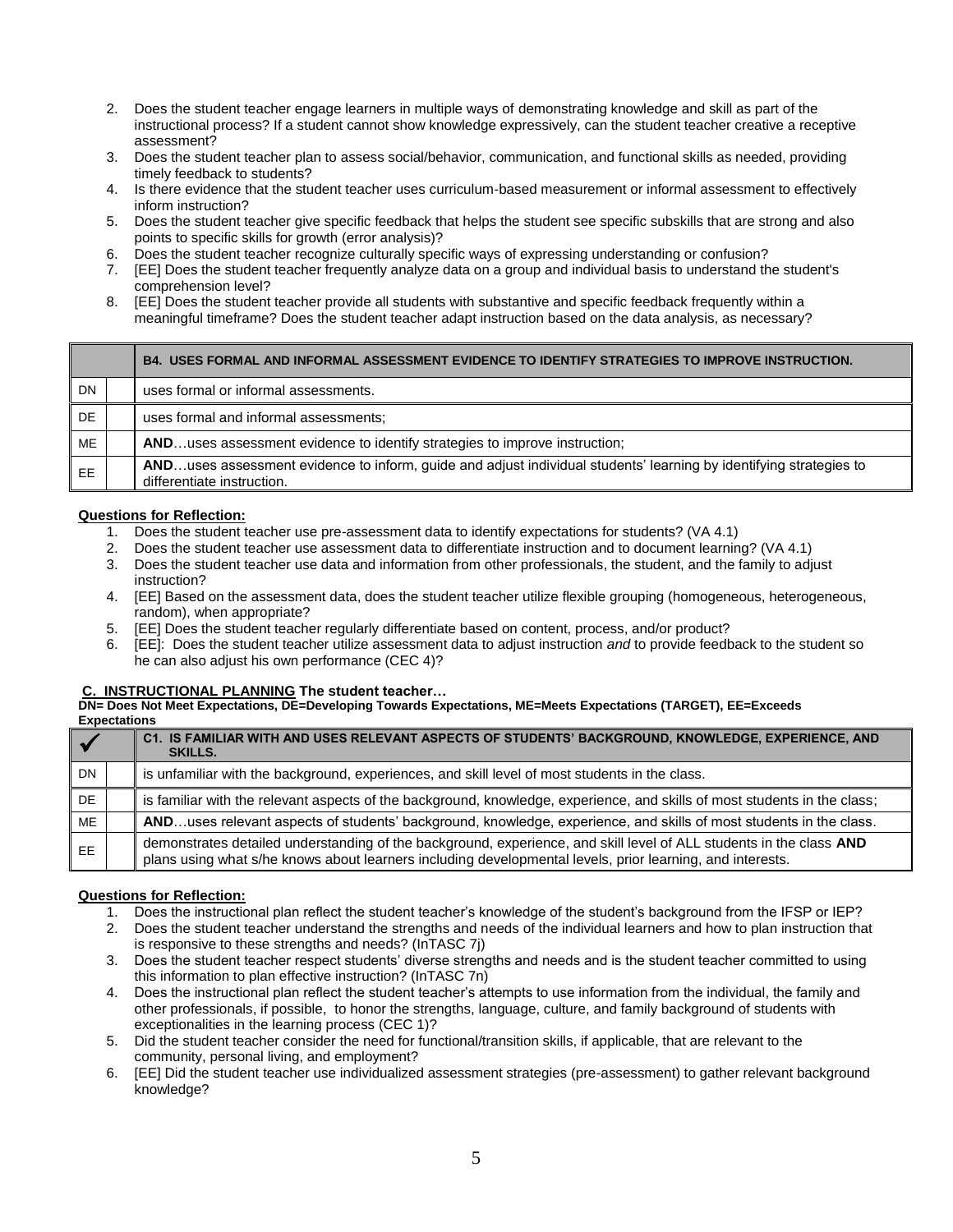2. Does the student teacher engage learners in multiple ways of demonstrating knowledge and skill as part of the instructional process? If a student cannot show knowledge expressively, can the student teacher creative a receptive assessment?
3. Does the student teacher plan to assess social/behavior, communication, and functional skills as needed, providing timely feedback to students?
4. Is there evidence that the student teacher uses curriculum-based measurement or informal assessment to effectively inform instruction?
5. Does the student teacher give specific feedback that helps the student see specific subskills that are strong and also points to specific skills for growth (error analysis)?
6. Does the student teacher recognize culturally specific ways of expressing understanding or confusion?
7. [EE] Does the student teacher frequently analyze data on a group and individual basis to understand the student's comprehension level?
8. [EE] Does the student teacher provide all students with substantive and specific feedback frequently within a meaningful timeframe? Does the student teacher adapt instruction based on the data analysis, as necessary?

| | | **B4. USES FORMAL AND INFORMAL ASSESSMENT EVIDENCE TO IDENTIFY STRATEGIES TO IMPROVE INSTRUCTION.** |
|---|---|---|
| DN | | uses formal or informal assessments. |
| DE | | uses formal and informal assessments; |
| ME | | **AND**…uses assessment evidence to identify strategies to improve instruction; |
| EE | | **AND**…uses assessment evidence to inform, guide and adjust individual students' learning by identifying strategies to differentiate instruction. |

**Questions for Reflection:**

1. Does the student teacher use pre-assessment data to identify expectations for students? (VA 4.1)
2. Does the student teacher use assessment data to differentiate instruction and to document learning? (VA 4.1)
3. Does the student teacher use data and information from other professionals, the student, and the family to adjust instruction?
4. [EE] Based on the assessment data, does the student teacher utilize flexible grouping (homogeneous, heterogeneous, random), when appropriate?
5. [EE] Does the student teacher regularly differentiate based on content, process, and/or product?
6. [EE]: Does the student teacher utilize assessment data to adjust instruction *and* to provide feedback to the student so he can also adjust his own performance (CEC 4)?

## C. INSTRUCTIONAL PLANNING The student teacher…

**DN= Does Not Meet Expectations, DE=Developing Towards Expectations, ME=Meets Expectations (TARGET), EE=Exceeds Expectations**

| ✓ | | **C1. IS FAMILIAR WITH AND USES RELEVANT ASPECTS OF STUDENTS' BACKGROUND, KNOWLEDGE, EXPERIENCE, AND SKILLS.** |
|---|---|---|
| DN | | is unfamiliar with the background, experiences, and skill level of most students in the class. |
| DE | | is familiar with the relevant aspects of the background, knowledge, experience, and skills of most students in the class; |
| ME | | **AND**…uses relevant aspects of students' background, knowledge, experience, and skills of most students in the class. |
| EE | | demonstrates detailed understanding of the background, experience, and skill level of ALL students in the class **AND** plans using what s/he knows about learners including developmental levels, prior learning, and interests. |

**Questions for Reflection:**

1. Does the instructional plan reflect the student teacher's knowledge of the student's background from the IFSP or IEP?
2. Does the student teacher understand the strengths and needs of the individual learners and how to plan instruction that is responsive to these strengths and needs? (InTASC 7j)
3. Does the student teacher respect students' diverse strengths and needs and is the student teacher committed to using this information to plan effective instruction? (InTASC 7n)
4. Does the instructional plan reflect the student teacher's attempts to use information from the individual, the family and other professionals, if possible, to honor the strengths, language, culture, and family background of students with exceptionalities in the learning process (CEC 1)?
5. Did the student teacher consider the need for functional/transition skills, if applicable, that are relevant to the community, personal living, and employment?
6. [EE] Did the student teacher use individualized assessment strategies (pre-assessment) to gather relevant background knowledge?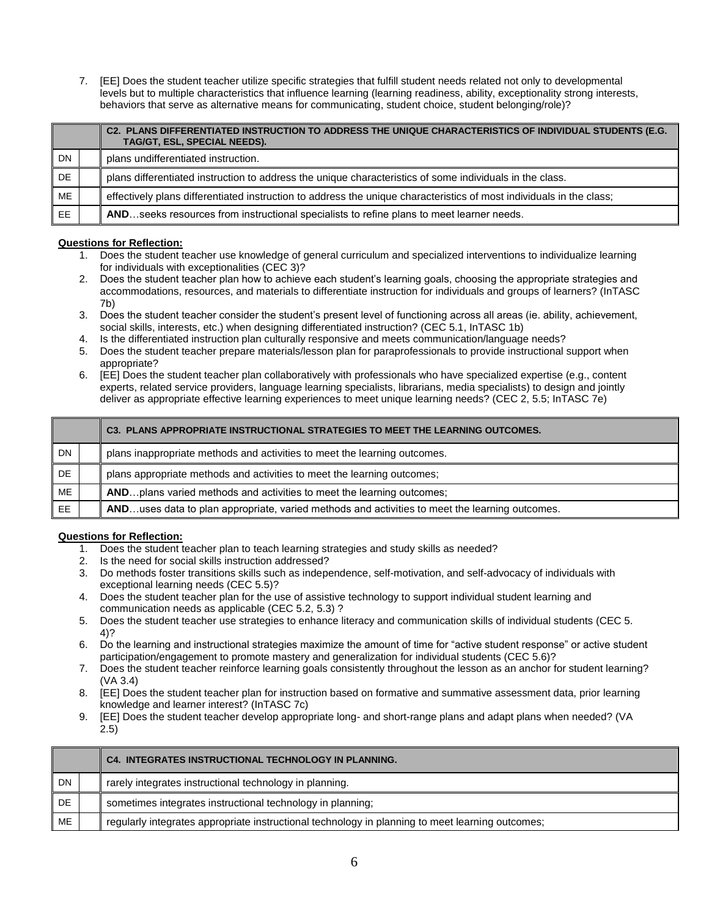7. [EE] Does the student teacher utilize specific strategies that fulfill student needs related not only to developmental levels but to multiple characteristics that influence learning (learning readiness, ability, exceptionality strong interests, behaviors that serve as alternative means for communicating, student choice, student belonging/role)?

| | | C2. PLANS DIFFERENTIATED INSTRUCTION TO ADDRESS THE UNIQUE CHARACTERISTICS OF INDIVIDUAL STUDENTS (E.G. TAG/GT, ESL, SPECIAL NEEDS). |
|---|---|---|
| DN | | plans undifferentiated instruction. |
| DE | | plans differentiated instruction to address the unique characteristics of some individuals in the class. |
| ME | | effectively plans differentiated instruction to address the unique characteristics of most individuals in the class; |
| EE | | **AND**…seeks resources from instructional specialists to refine plans to meet learner needs. |

**Questions for Reflection:**

1. Does the student teacher use knowledge of general curriculum and specialized interventions to individualize learning for individuals with exceptionalities (CEC 3)?
2. Does the student teacher plan how to achieve each student's learning goals, choosing the appropriate strategies and accommodations, resources, and materials to differentiate instruction for individuals and groups of learners? (InTASC 7b)
3. Does the student teacher consider the student's present level of functioning across all areas (ie. ability, achievement, social skills, interests, etc.) when designing differentiated instruction? (CEC 5.1, InTASC 1b)
4. Is the differentiated instruction plan culturally responsive and meets communication/language needs?
5. Does the student teacher prepare materials/lesson plan for paraprofessionals to provide instructional support when appropriate?
6. [EE] Does the student teacher plan collaboratively with professionals who have specialized expertise (e.g., content experts, related service providers, language learning specialists, librarians, media specialists) to design and jointly deliver as appropriate effective learning experiences to meet unique learning needs? (CEC 2, 5.5; InTASC 7e)

| | | C3. PLANS APPROPRIATE INSTRUCTIONAL STRATEGIES TO MEET THE LEARNING OUTCOMES. |
|---|---|---|
| DN | | plans inappropriate methods and activities to meet the learning outcomes. |
| DE | | plans appropriate methods and activities to meet the learning outcomes; |
| ME | | **AND**…plans varied methods and activities to meet the learning outcomes; |
| EE | | **AND**…uses data to plan appropriate, varied methods and activities to meet the learning outcomes. |

**Questions for Reflection:**

1. Does the student teacher plan to teach learning strategies and study skills as needed?
2. Is the need for social skills instruction addressed?
3. Do methods foster transitions skills such as independence, self-motivation, and self-advocacy of individuals with exceptional learning needs (CEC 5.5)?
4. Does the student teacher plan for the use of assistive technology to support individual student learning and communication needs as applicable (CEC 5.2, 5.3) ?
5. Does the student teacher use strategies to enhance literacy and communication skills of individual students (CEC 5. 4)?
6. Do the learning and instructional strategies maximize the amount of time for "active student response" or active student participation/engagement to promote mastery and generalization for individual students (CEC 5.6)?
7. Does the student teacher reinforce learning goals consistently throughout the lesson as an anchor for student learning? (VA 3.4)
8. [EE] Does the student teacher plan for instruction based on formative and summative assessment data, prior learning knowledge and learner interest? (InTASC 7c)
9. [EE] Does the student teacher develop appropriate long- and short-range plans and adapt plans when needed? (VA 2.5)

| | | C4. INTEGRATES INSTRUCTIONAL TECHNOLOGY IN PLANNING. |
|---|---|---|
| DN | | rarely integrates instructional technology in planning. |
| DE | | sometimes integrates instructional technology in planning; |
| ME | | regularly integrates appropriate instructional technology in planning to meet learning outcomes; |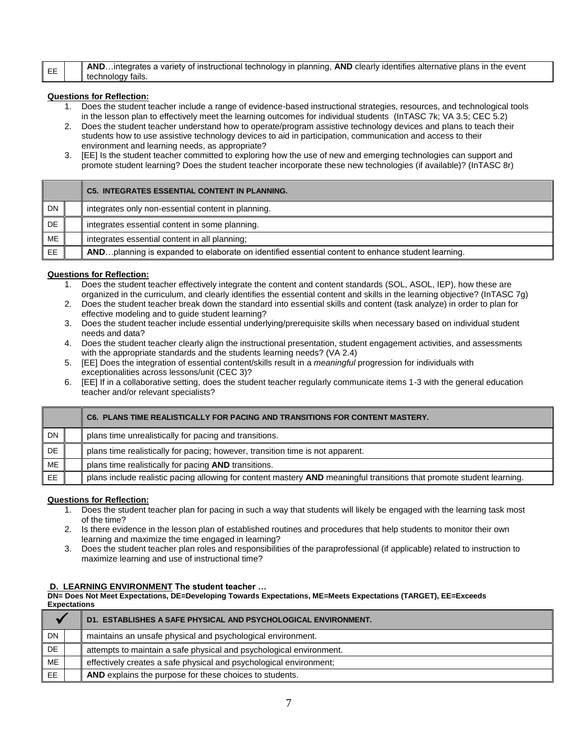| EE | | **AND**…integrates a variety of instructional technology in planning, **AND** clearly identifies alternative plans in the event technology fails. |
|---|---|---|

**Questions for Reflection:**

1. Does the student teacher include a range of evidence-based instructional strategies, resources, and technological tools in the lesson plan to effectively meet the learning outcomes for individual students (InTASC 7k; VA 3.5; CEC 5.2)
2. Does the student teacher understand how to operate/program assistive technology devices and plans to teach their students how to use assistive technology devices to aid in participation, communication and access to their environment and learning needs, as appropriate?
3. [EE] Is the student teacher committed to exploring how the use of new and emerging technologies can support and promote student learning? Does the student teacher incorporate these new technologies (if available)? (InTASC 8r)

| | | **C5. INTEGRATES ESSENTIAL CONTENT IN PLANNING.** |
|---|---|---|
| DN | | integrates only non-essential content in planning. |
| DE | | integrates essential content in some planning. |
| ME | | integrates essential content in all planning; |
| EE | | **AND**…planning is expanded to elaborate on identified essential content to enhance student learning. |

**Questions for Reflection:**

1. Does the student teacher effectively integrate the content and content standards (SOL, ASOL, IEP), how these are organized in the curriculum, and clearly identifies the essential content and skills in the learning objective? (InTASC 7g)
2. Does the student teacher break down the standard into essential skills and content (task analyze) in order to plan for effective modeling and to guide student learning?
3. Does the student teacher include essential underlying/prerequisite skills when necessary based on individual student needs and data?
4. Does the student teacher clearly align the instructional presentation, student engagement activities, and assessments with the appropriate standards and the students learning needs? (VA 2.4)
5. [EE] Does the integration of essential content/skills result in a *meaningful* progression for individuals with exceptionalities across lessons/unit (CEC 3)?
6. [EE] If in a collaborative setting, does the student teacher regularly communicate items 1-3 with the general education teacher and/or relevant specialists?

| | | **C6. PLANS TIME REALISTICALLY FOR PACING AND TRANSITIONS FOR CONTENT MASTERY.** |
|---|---|---|
| DN | | plans time unrealistically for pacing and transitions. |
| DE | | plans time realistically for pacing; however, transition time is not apparent. |
| ME | | plans time realistically for pacing **AND** transitions. |
| EE | | plans include realistic pacing allowing for content mastery **AND** meaningful transitions that promote student learning. |

**Questions for Reflection:**

1. Does the student teacher plan for pacing in such a way that students will likely be engaged with the learning task most of the time?
2. Is there evidence in the lesson plan of established routines and procedures that help students to monitor their own learning and maximize the time engaged in learning?
3. Does the student teacher plan roles and responsibilities of the paraprofessional (if applicable) related to instruction to maximize learning and use of instructional time?

**D. LEARNING ENVIRONMENT The student teacher …**

**DN= Does Not Meet Expectations, DE=Developing Towards Expectations, ME=Meets Expectations (TARGET), EE=Exceeds Expectations**

| ✓ | | **D1. ESTABLISHES A SAFE PHYSICAL AND PSYCHOLOGICAL ENVIRONMENT.** |
|---|---|---|
| DN | | maintains an unsafe physical and psychological environment. |
| DE | | attempts to maintain a safe physical and psychological environment. |
| ME | | effectively creates a safe physical and psychological environment; |
| EE | | **AND** explains the purpose for these choices to students. |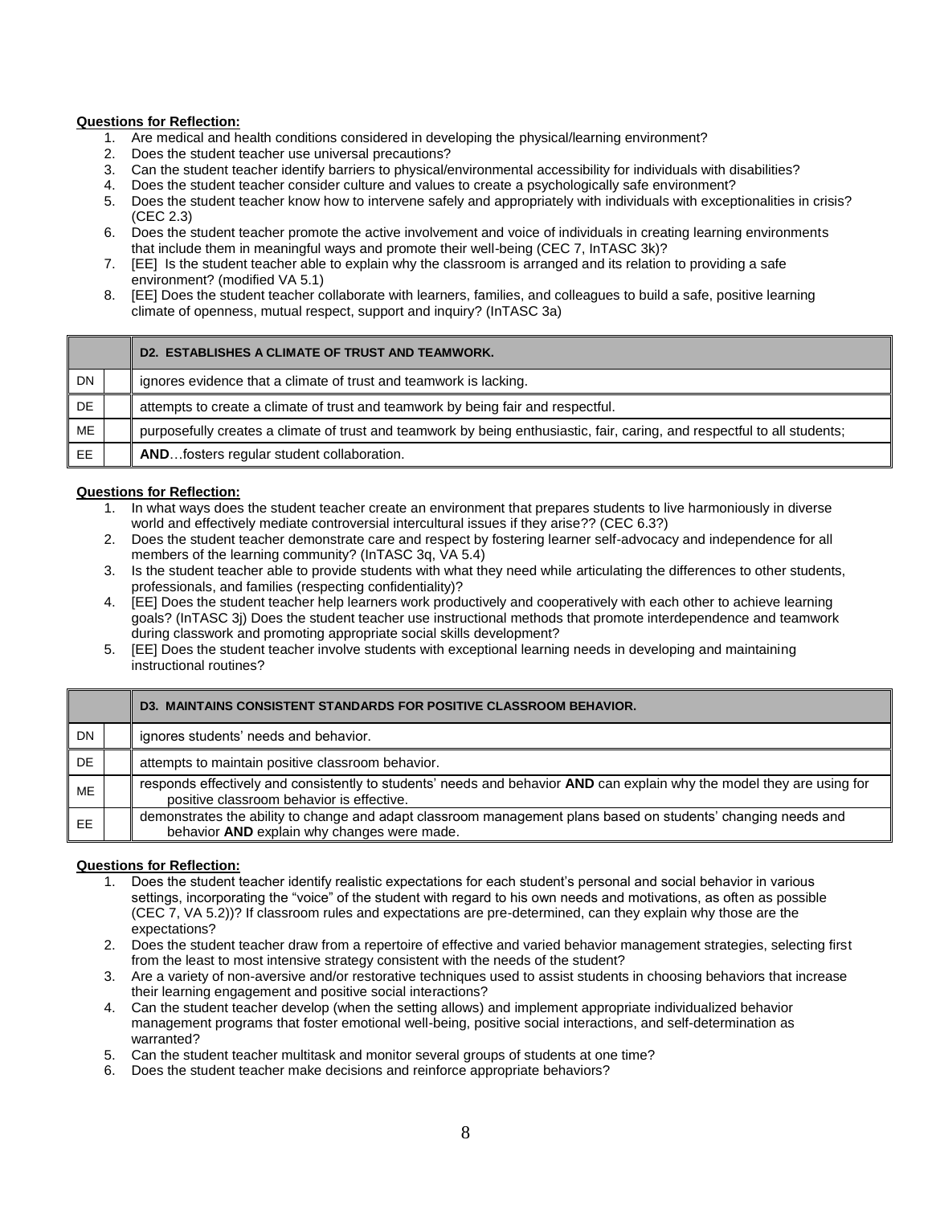**Questions for Reflection:**

1. Are medical and health conditions considered in developing the physical/learning environment?
2. Does the student teacher use universal precautions?
3. Can the student teacher identify barriers to physical/environmental accessibility for individuals with disabilities?
4. Does the student teacher consider culture and values to create a psychologically safe environment?
5. Does the student teacher know how to intervene safely and appropriately with individuals with exceptionalities in crisis? (CEC 2.3)
6. Does the student teacher promote the active involvement and voice of individuals in creating learning environments that include them in meaningful ways and promote their well-being (CEC 7, InTASC 3k)?
7. [EE] Is the student teacher able to explain why the classroom is arranged and its relation to providing a safe environment? (modified VA 5.1)
8. [EE] Does the student teacher collaborate with learners, families, and colleagues to build a safe, positive learning climate of openness, mutual respect, support and inquiry? (InTASC 3a)

| | | **D2. ESTABLISHES A CLIMATE OF TRUST AND TEAMWORK.** |
|---|---|---|
| DN | | ignores evidence that a climate of trust and teamwork is lacking. |
| DE | | attempts to create a climate of trust and teamwork by being fair and respectful. |
| ME | | purposefully creates a climate of trust and teamwork by being enthusiastic, fair, caring, and respectful to all students; |
| EE | | **AND**…fosters regular student collaboration. |

**Questions for Reflection:**

1. In what ways does the student teacher create an environment that prepares students to live harmoniously in diverse world and effectively mediate controversial intercultural issues if they arise?? (CEC 6.3?)
2. Does the student teacher demonstrate care and respect by fostering learner self-advocacy and independence for all members of the learning community? (InTASC 3q, VA 5.4)
3. Is the student teacher able to provide students with what they need while articulating the differences to other students, professionals, and families (respecting confidentiality)?
4. [EE] Does the student teacher help learners work productively and cooperatively with each other to achieve learning goals? (InTASC 3j) Does the student teacher use instructional methods that promote interdependence and teamwork during classwork and promoting appropriate social skills development?
5. [EE] Does the student teacher involve students with exceptional learning needs in developing and maintaining instructional routines?

| | | **D3. MAINTAINS CONSISTENT STANDARDS FOR POSITIVE CLASSROOM BEHAVIOR.** |
|---|---|---|
| DN | | ignores students' needs and behavior. |
| DE | | attempts to maintain positive classroom behavior. |
| ME | | responds effectively and consistently to students' needs and behavior **AND** can explain why the model they are using for positive classroom behavior is effective. |
| EE | | demonstrates the ability to change and adapt classroom management plans based on students' changing needs and behavior **AND** explain why changes were made. |

**Questions for Reflection:**

1. Does the student teacher identify realistic expectations for each student's personal and social behavior in various settings, incorporating the "voice" of the student with regard to his own needs and motivations, as often as possible (CEC 7, VA 5.2))? If classroom rules and expectations are pre-determined, can they explain why those are the expectations?
2. Does the student teacher draw from a repertoire of effective and varied behavior management strategies, selecting first from the least to most intensive strategy consistent with the needs of the student?
3. Are a variety of non-aversive and/or restorative techniques used to assist students in choosing behaviors that increase their learning engagement and positive social interactions?
4. Can the student teacher develop (when the setting allows) and implement appropriate individualized behavior management programs that foster emotional well-being, positive social interactions, and self-determination as warranted?
5. Can the student teacher multitask and monitor several groups of students at one time?
6. Does the student teacher make decisions and reinforce appropriate behaviors?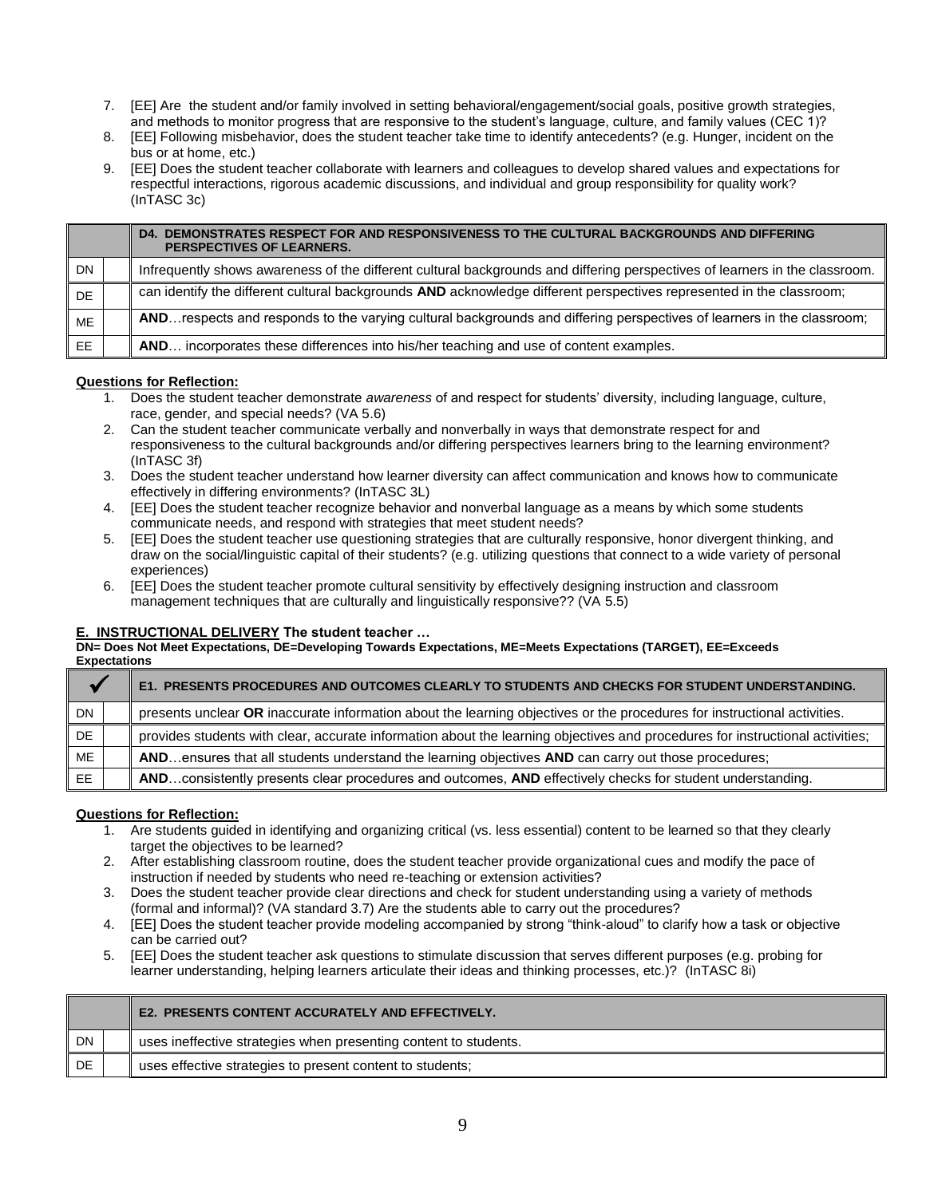7. [EE] Are the student and/or family involved in setting behavioral/engagement/social goals, positive growth strategies, and methods to monitor progress that are responsive to the student's language, culture, and family values (CEC 1)?
8. [EE] Following misbehavior, does the student teacher take time to identify antecedents? (e.g. Hunger, incident on the bus or at home, etc.)
9. [EE] Does the student teacher collaborate with learners and colleagues to develop shared values and expectations for respectful interactions, rigorous academic discussions, and individual and group responsibility for quality work? (InTASC 3c)

| | | **D4. DEMONSTRATES RESPECT FOR AND RESPONSIVENESS TO THE CULTURAL BACKGROUNDS AND DIFFERING PERSPECTIVES OF LEARNERS.** |
|---|---|---|
| DN | | Infrequently shows awareness of the different cultural backgrounds and differing perspectives of learners in the classroom. |
| DE | | can identify the different cultural backgrounds **AND** acknowledge different perspectives represented in the classroom; |
| ME | | **AND**…respects and responds to the varying cultural backgrounds and differing perspectives of learners in the classroom; |
| EE | | **AND**… incorporates these differences into his/her teaching and use of content examples. |

**Questions for Reflection:**

1. Does the student teacher demonstrate *awareness* of and respect for students' diversity, including language, culture, race, gender, and special needs? (VA 5.6)
2. Can the student teacher communicate verbally and nonverbally in ways that demonstrate respect for and responsiveness to the cultural backgrounds and/or differing perspectives learners bring to the learning environment? (InTASC 3f)
3. Does the student teacher understand how learner diversity can affect communication and knows how to communicate effectively in differing environments? (InTASC 3L)
4. [EE] Does the student teacher recognize behavior and nonverbal language as a means by which some students communicate needs, and respond with strategies that meet student needs?
5. [EE] Does the student teacher use questioning strategies that are culturally responsive, honor divergent thinking, and draw on the social/linguistic capital of their students? (e.g. utilizing questions that connect to a wide variety of personal experiences)
6. [EE] Does the student teacher promote cultural sensitivity by effectively designing instruction and classroom management techniques that are culturally and linguistically responsive?? (VA 5.5)

**E. INSTRUCTIONAL DELIVERY The student teacher …**

**DN= Does Not Meet Expectations, DE=Developing Towards Expectations, ME=Meets Expectations (TARGET), EE=Exceeds Expectations**

| ✓ | | **E1. PRESENTS PROCEDURES AND OUTCOMES CLEARLY TO STUDENTS AND CHECKS FOR STUDENT UNDERSTANDING.** |
|---|---|---|
| DN | | presents unclear **OR** inaccurate information about the learning objectives or the procedures for instructional activities. |
| DE | | provides students with clear, accurate information about the learning objectives and procedures for instructional activities; |
| ME | | **AND**…ensures that all students understand the learning objectives **AND** can carry out those procedures; |
| EE | | **AND**…consistently presents clear procedures and outcomes, **AND** effectively checks for student understanding. |

**Questions for Reflection:**

1. Are students guided in identifying and organizing critical (vs. less essential) content to be learned so that they clearly target the objectives to be learned?
2. After establishing classroom routine, does the student teacher provide organizational cues and modify the pace of instruction if needed by students who need re-teaching or extension activities?
3. Does the student teacher provide clear directions and check for student understanding using a variety of methods (formal and informal)? (VA standard 3.7) Are the students able to carry out the procedures?
4. [EE] Does the student teacher provide modeling accompanied by strong "think-aloud" to clarify how a task or objective can be carried out?
5. [EE] Does the student teacher ask questions to stimulate discussion that serves different purposes (e.g. probing for learner understanding, helping learners articulate their ideas and thinking processes, etc.)? (InTASC 8i)

| | | **E2. PRESENTS CONTENT ACCURATELY AND EFFECTIVELY.** |
|---|---|---|
| DN | | uses ineffective strategies when presenting content to students. |
| DE | | uses effective strategies to present content to students; |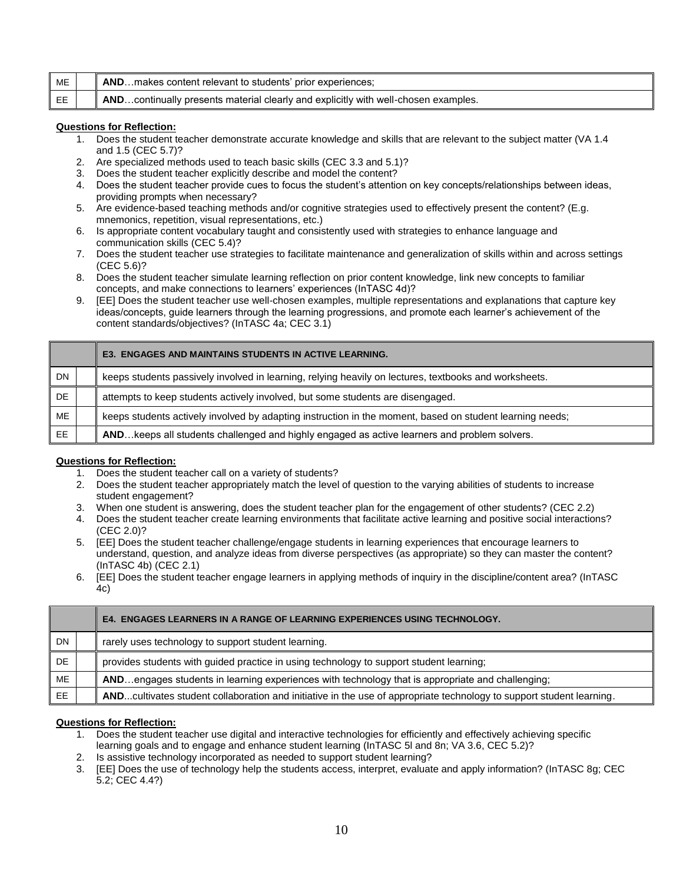| | | |
|---|---|---|
| ME | | **AND**…makes content relevant to students' prior experiences; |
| EE | | **AND**…continually presents material clearly and explicitly with well-chosen examples. |

**Questions for Reflection:**

1. Does the student teacher demonstrate accurate knowledge and skills that are relevant to the subject matter (VA 1.4 and 1.5 (CEC 5.7)?
2. Are specialized methods used to teach basic skills (CEC 3.3 and 5.1)?
3. Does the student teacher explicitly describe and model the content?
4. Does the student teacher provide cues to focus the student's attention on key concepts/relationships between ideas, providing prompts when necessary?
5. Are evidence-based teaching methods and/or cognitive strategies used to effectively present the content? (E.g. mnemonics, repetition, visual representations, etc.)
6. Is appropriate content vocabulary taught and consistently used with strategies to enhance language and communication skills (CEC 5.4)?
7. Does the student teacher use strategies to facilitate maintenance and generalization of skills within and across settings (CEC 5.6)?
8. Does the student teacher simulate learning reflection on prior content knowledge, link new concepts to familiar concepts, and make connections to learners' experiences (InTASC 4d)?
9. [EE] Does the student teacher use well-chosen examples, multiple representations and explanations that capture key ideas/concepts, guide learners through the learning progressions, and promote each learner's achievement of the content standards/objectives? (InTASC 4a; CEC 3.1)

| | | **E3. ENGAGES AND MAINTAINS STUDENTS IN ACTIVE LEARNING.** |
|---|---|---|
| DN | | keeps students passively involved in learning, relying heavily on lectures, textbooks and worksheets. |
| DE | | attempts to keep students actively involved, but some students are disengaged. |
| ME | | keeps students actively involved by adapting instruction in the moment, based on student learning needs; |
| EE | | **AND**…keeps all students challenged and highly engaged as active learners and problem solvers. |

**Questions for Reflection:**

1. Does the student teacher call on a variety of students?
2. Does the student teacher appropriately match the level of question to the varying abilities of students to increase student engagement?
3. When one student is answering, does the student teacher plan for the engagement of other students? (CEC 2.2)
4. Does the student teacher create learning environments that facilitate active learning and positive social interactions? (CEC 2.0)?
5. [EE] Does the student teacher challenge/engage students in learning experiences that encourage learners to understand, question, and analyze ideas from diverse perspectives (as appropriate) so they can master the content? (InTASC 4b) (CEC 2.1)
6. [EE] Does the student teacher engage learners in applying methods of inquiry in the discipline/content area? (InTASC 4c)

| | | **E4. ENGAGES LEARNERS IN A RANGE OF LEARNING EXPERIENCES USING TECHNOLOGY.** |
|---|---|---|
| DN | | rarely uses technology to support student learning. |
| DE | | provides students with guided practice in using technology to support student learning; |
| ME | | **AND**…engages students in learning experiences with technology that is appropriate and challenging; |
| EE | | **AND**...cultivates student collaboration and initiative in the use of appropriate technology to support student learning. |

**Questions for Reflection:**

1. Does the student teacher use digital and interactive technologies for efficiently and effectively achieving specific learning goals and to engage and enhance student learning (InTASC 5l and 8n; VA 3.6, CEC 5.2)?
2. Is assistive technology incorporated as needed to support student learning?
3. [EE] Does the use of technology help the students access, interpret, evaluate and apply information? (InTASC 8g; CEC 5.2; CEC 4.4?)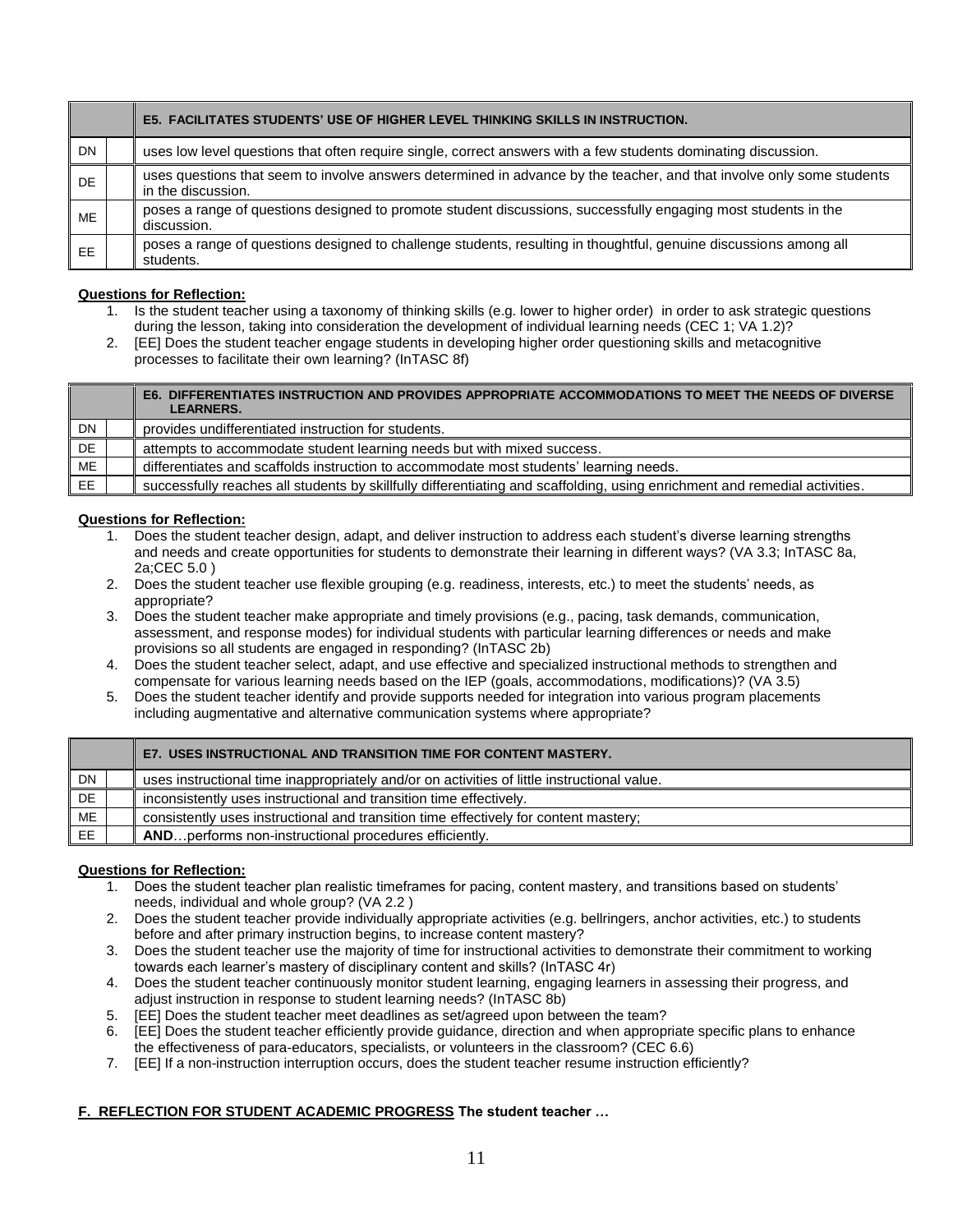| | | E5. FACILITATES STUDENTS' USE OF HIGHER LEVEL THINKING SKILLS IN INSTRUCTION. |
|---|---|---|
| DN | | uses low level questions that often require single, correct answers with a few students dominating discussion. |
| DE | | uses questions that seem to involve answers determined in advance by the teacher, and that involve only some students in the discussion. |
| ME | | poses a range of questions designed to promote student discussions, successfully engaging most students in the discussion. |
| EE | | poses a range of questions designed to challenge students, resulting in thoughtful, genuine discussions among all students. |

**Questions for Reflection:**

1. Is the student teacher using a taxonomy of thinking skills (e.g. lower to higher order) in order to ask strategic questions during the lesson, taking into consideration the development of individual learning needs (CEC 1; VA 1.2)?
2. [EE] Does the student teacher engage students in developing higher order questioning skills and metacognitive processes to facilitate their own learning? (InTASC 8f)

| | | E6. DIFFERENTIATES INSTRUCTION AND PROVIDES APPROPRIATE ACCOMMODATIONS TO MEET THE NEEDS OF DIVERSE LEARNERS. |
|---|---|---|
| DN | | provides undifferentiated instruction for students. |
| DE | | attempts to accommodate student learning needs but with mixed success. |
| ME | | differentiates and scaffolds instruction to accommodate most students' learning needs. |
| EE | | successfully reaches all students by skillfully differentiating and scaffolding, using enrichment and remedial activities. |

**Questions for Reflection:**

1. Does the student teacher design, adapt, and deliver instruction to address each student's diverse learning strengths and needs and create opportunities for students to demonstrate their learning in different ways? (VA 3.3; InTASC 8a, 2a;CEC 5.0 )
2. Does the student teacher use flexible grouping (e.g. readiness, interests, etc.) to meet the students' needs, as appropriate?
3. Does the student teacher make appropriate and timely provisions (e.g., pacing, task demands, communication, assessment, and response modes) for individual students with particular learning differences or needs and make provisions so all students are engaged in responding? (InTASC 2b)
4. Does the student teacher select, adapt, and use effective and specialized instructional methods to strengthen and compensate for various learning needs based on the IEP (goals, accommodations, modifications)? (VA 3.5)
5. Does the student teacher identify and provide supports needed for integration into various program placements including augmentative and alternative communication systems where appropriate?

| | | E7. USES INSTRUCTIONAL AND TRANSITION TIME FOR CONTENT MASTERY. |
|---|---|---|
| DN | | uses instructional time inappropriately and/or on activities of little instructional value. |
| DE | | inconsistently uses instructional and transition time effectively. |
| ME | | consistently uses instructional and transition time effectively for content mastery; |
| EE | | **AND**…performs non-instructional procedures efficiently. |

**Questions for Reflection:**

1. Does the student teacher plan realistic timeframes for pacing, content mastery, and transitions based on students' needs, individual and whole group? (VA 2.2 )
2. Does the student teacher provide individually appropriate activities (e.g. bellringers, anchor activities, etc.) to students before and after primary instruction begins, to increase content mastery?
3. Does the student teacher use the majority of time for instructional activities to demonstrate their commitment to working towards each learner's mastery of disciplinary content and skills? (InTASC 4r)
4. Does the student teacher continuously monitor student learning, engaging learners in assessing their progress, and adjust instruction in response to student learning needs? (InTASC 8b)
5. [EE] Does the student teacher meet deadlines as set/agreed upon between the team?
6. [EE] Does the student teacher efficiently provide guidance, direction and when appropriate specific plans to enhance the effectiveness of para-educators, specialists, or volunteers in the classroom? (CEC 6.6)
7. [EE] If a non-instruction interruption occurs, does the student teacher resume instruction efficiently?

**F. REFLECTION FOR STUDENT ACADEMIC PROGRESS The student teacher …**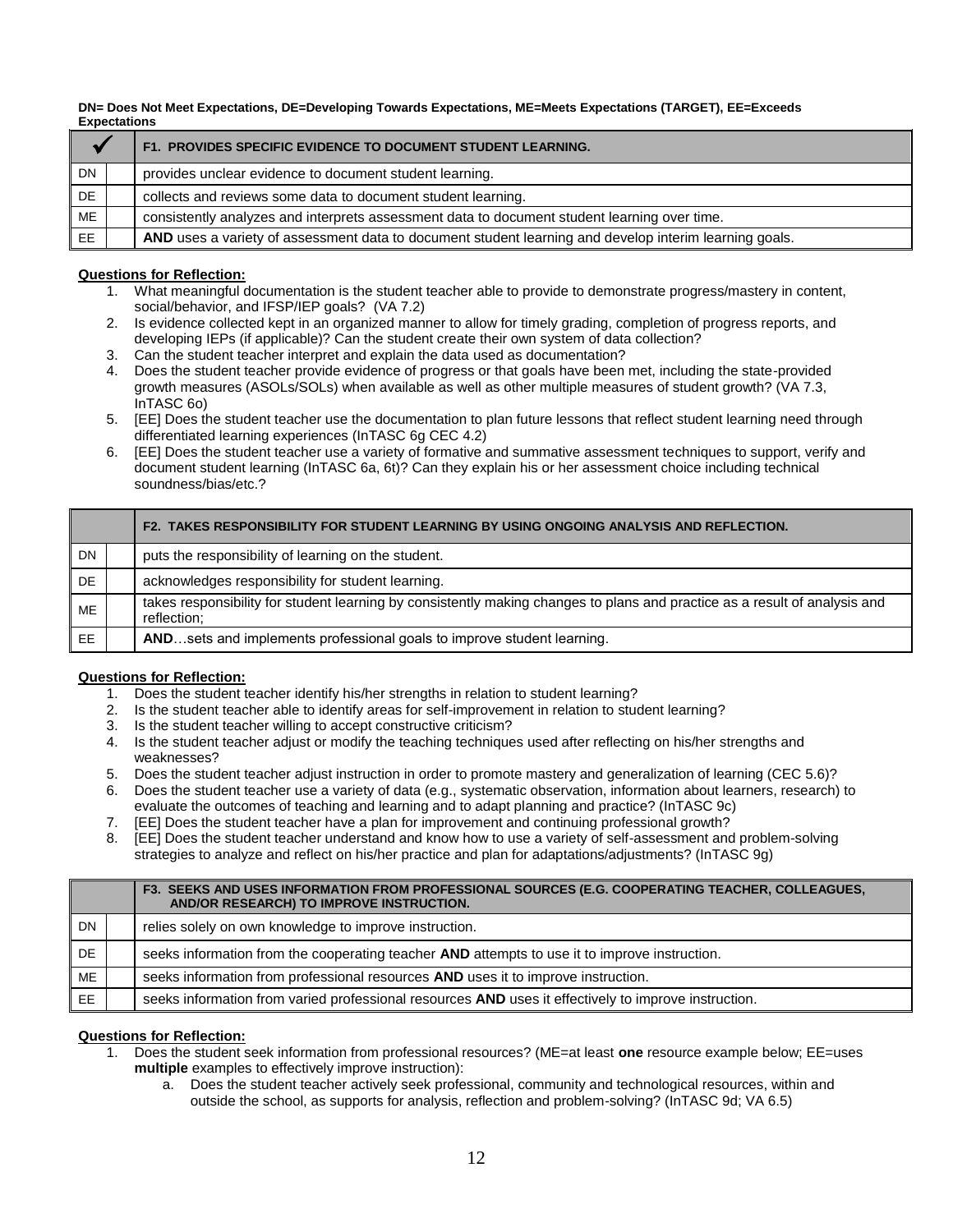**DN= Does Not Meet Expectations, DE=Developing Towards Expectations, ME=Meets Expectations (TARGET), EE=Exceeds Expectations**

| ✓ | | **F1. PROVIDES SPECIFIC EVIDENCE TO DOCUMENT STUDENT LEARNING.** |
|---|---|---|
| DN | | provides unclear evidence to document student learning. |
| DE | | collects and reviews some data to document student learning. |
| ME | | consistently analyzes and interprets assessment data to document student learning over time. |
| EE | | **AND** uses a variety of assessment data to document student learning and develop interim learning goals. |

**Questions for Reflection:**

1. What meaningful documentation is the student teacher able to provide to demonstrate progress/mastery in content, social/behavior, and IFSP/IEP goals? (VA 7.2)
2. Is evidence collected kept in an organized manner to allow for timely grading, completion of progress reports, and developing IEPs (if applicable)? Can the student create their own system of data collection?
3. Can the student teacher interpret and explain the data used as documentation?
4. Does the student teacher provide evidence of progress or that goals have been met, including the state-provided growth measures (ASOLs/SOLs) when available as well as other multiple measures of student growth? (VA 7.3, InTASC 6o)
5. [EE] Does the student teacher use the documentation to plan future lessons that reflect student learning need through differentiated learning experiences (InTASC 6g CEC 4.2)
6. [EE] Does the student teacher use a variety of formative and summative assessment techniques to support, verify and document student learning (InTASC 6a, 6t)? Can they explain his or her assessment choice including technical soundness/bias/etc.?

| | | **F2. TAKES RESPONSIBILITY FOR STUDENT LEARNING BY USING ONGOING ANALYSIS AND REFLECTION.** |
|---|---|---|
| DN | | puts the responsibility of learning on the student. |
| DE | | acknowledges responsibility for student learning. |
| ME | | takes responsibility for student learning by consistently making changes to plans and practice as a result of analysis and reflection; |
| EE | | **AND**…sets and implements professional goals to improve student learning. |

**Questions for Reflection:**

1. Does the student teacher identify his/her strengths in relation to student learning?
2. Is the student teacher able to identify areas for self-improvement in relation to student learning?
3. Is the student teacher willing to accept constructive criticism?
4. Is the student teacher adjust or modify the teaching techniques used after reflecting on his/her strengths and weaknesses?
5. Does the student teacher adjust instruction in order to promote mastery and generalization of learning (CEC 5.6)?
6. Does the student teacher use a variety of data (e.g., systematic observation, information about learners, research) to evaluate the outcomes of teaching and learning and to adapt planning and practice? (InTASC 9c)
7. [EE] Does the student teacher have a plan for improvement and continuing professional growth?
8. [EE] Does the student teacher understand and know how to use a variety of self-assessment and problem-solving strategies to analyze and reflect on his/her practice and plan for adaptations/adjustments? (InTASC 9g)

| | | **F3. SEEKS AND USES INFORMATION FROM PROFESSIONAL SOURCES (E.G. COOPERATING TEACHER, COLLEAGUES, AND/OR RESEARCH) TO IMPROVE INSTRUCTION.** |
|---|---|---|
| DN | | relies solely on own knowledge to improve instruction. |
| DE | | seeks information from the cooperating teacher **AND** attempts to use it to improve instruction. |
| ME | | seeks information from professional resources **AND** uses it to improve instruction. |
| EE | | seeks information from varied professional resources **AND** uses it effectively to improve instruction. |

**Questions for Reflection:**

1. Does the student seek information from professional resources? (ME=at least **one** resource example below; EE=uses **multiple** examples to effectively improve instruction):
   a. Does the student teacher actively seek professional, community and technological resources, within and outside the school, as supports for analysis, reflection and problem-solving? (InTASC 9d; VA 6.5)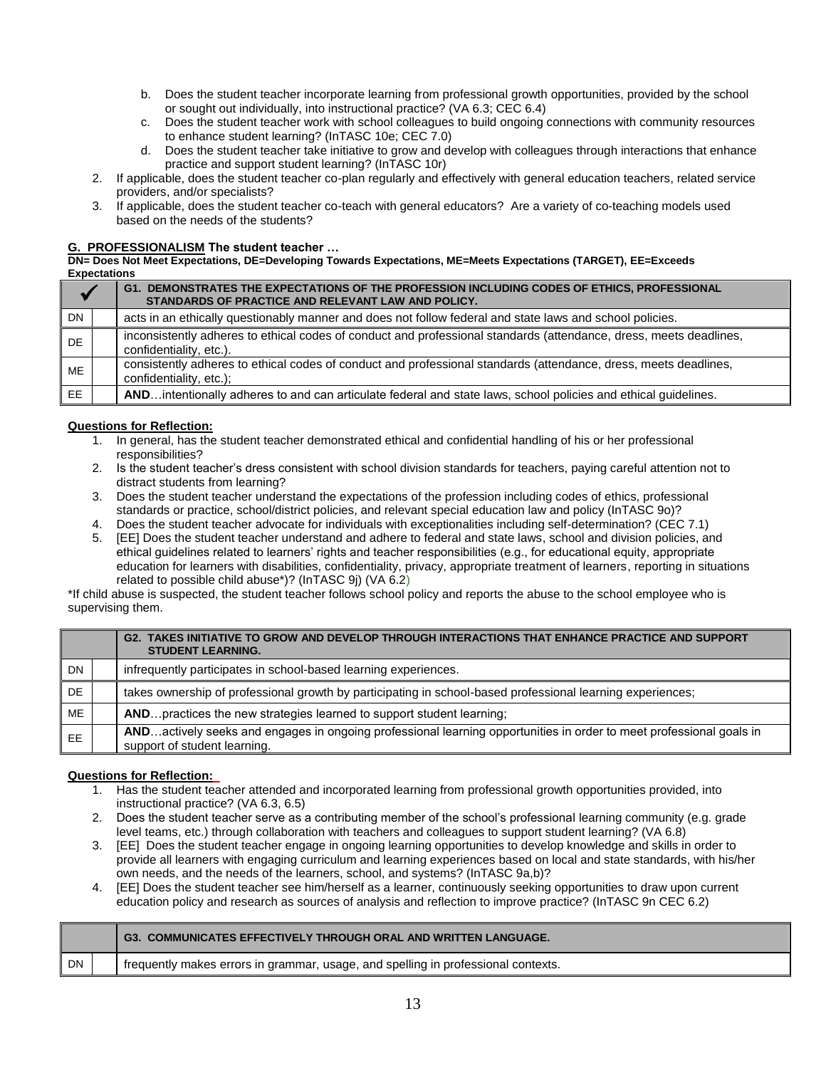b. Does the student teacher incorporate learning from professional growth opportunities, provided by the school or sought out individually, into instructional practice? (VA 6.3; CEC 6.4)
   c. Does the student teacher work with school colleagues to build ongoing connections with community resources to enhance student learning? (InTASC 10e; CEC 7.0)
   d. Does the student teacher take initiative to grow and develop with colleagues through interactions that enhance practice and support student learning? (InTASC 10r)
2. If applicable, does the student teacher co-plan regularly and effectively with general education teachers, related service providers, and/or specialists?
3. If applicable, does the student teacher co-teach with general educators? Are a variety of co-teaching models used based on the needs of the students?

**G. PROFESSIONALISM The student teacher …**

**DN= Does Not Meet Expectations, DE=Developing Towards Expectations, ME=Meets Expectations (TARGET), EE=Exceeds Expectations**

| ✓ | | G1. DEMONSTRATES THE EXPECTATIONS OF THE PROFESSION INCLUDING CODES OF ETHICS, PROFESSIONAL STANDARDS OF PRACTICE AND RELEVANT LAW AND POLICY. |
|---|---|---|
| DN | | acts in an ethically questionably manner and does not follow federal and state laws and school policies. |
| DE | | inconsistently adheres to ethical codes of conduct and professional standards (attendance, dress, meets deadlines, confidentiality, etc.). |
| ME | | consistently adheres to ethical codes of conduct and professional standards (attendance, dress, meets deadlines, confidentiality, etc.); |
| EE | | **AND**…intentionally adheres to and can articulate federal and state laws, school policies and ethical guidelines. |

**Questions for Reflection:**

1. In general, has the student teacher demonstrated ethical and confidential handling of his or her professional responsibilities?
2. Is the student teacher's dress consistent with school division standards for teachers, paying careful attention not to distract students from learning?
3. Does the student teacher understand the expectations of the profession including codes of ethics, professional standards or practice, school/district policies, and relevant special education law and policy (InTASC 9o)?
4. Does the student teacher advocate for individuals with exceptionalities including self-determination? (CEC 7.1)
5. [EE] Does the student teacher understand and adhere to federal and state laws, school and division policies, and ethical guidelines related to learners' rights and teacher responsibilities (e.g., for educational equity, appropriate education for learners with disabilities, confidentiality, privacy, appropriate treatment of learners, reporting in situations related to possible child abuse*)? (InTASC 9j) (VA 6.2)

*If child abuse is suspected, the student teacher follows school policy and reports the abuse to the school employee who is supervising them.

| | | G2. TAKES INITIATIVE TO GROW AND DEVELOP THROUGH INTERACTIONS THAT ENHANCE PRACTICE AND SUPPORT STUDENT LEARNING. |
|---|---|---|
| DN | | infrequently participates in school-based learning experiences. |
| DE | | takes ownership of professional growth by participating in school-based professional learning experiences; |
| ME | | **AND**…practices the new strategies learned to support student learning; |
| EE | | **AND**…actively seeks and engages in ongoing professional learning opportunities in order to meet professional goals in support of student learning. |

**Questions for Reflection:**

1. Has the student teacher attended and incorporated learning from professional growth opportunities provided, into instructional practice? (VA 6.3, 6.5)
2. Does the student teacher serve as a contributing member of the school's professional learning community (e.g. grade level teams, etc.) through collaboration with teachers and colleagues to support student learning? (VA 6.8)
3. [EE] Does the student teacher engage in ongoing learning opportunities to develop knowledge and skills in order to provide all learners with engaging curriculum and learning experiences based on local and state standards, with his/her own needs, and the needs of the learners, school, and systems? (InTASC 9a,b)?
4. [EE] Does the student teacher see him/herself as a learner, continuously seeking opportunities to draw upon current education policy and research as sources of analysis and reflection to improve practice? (InTASC 9n CEC 6.2)

| | | G3. COMMUNICATES EFFECTIVELY THROUGH ORAL AND WRITTEN LANGUAGE. |
|---|---|---|
| DN | | frequently makes errors in grammar, usage, and spelling in professional contexts. |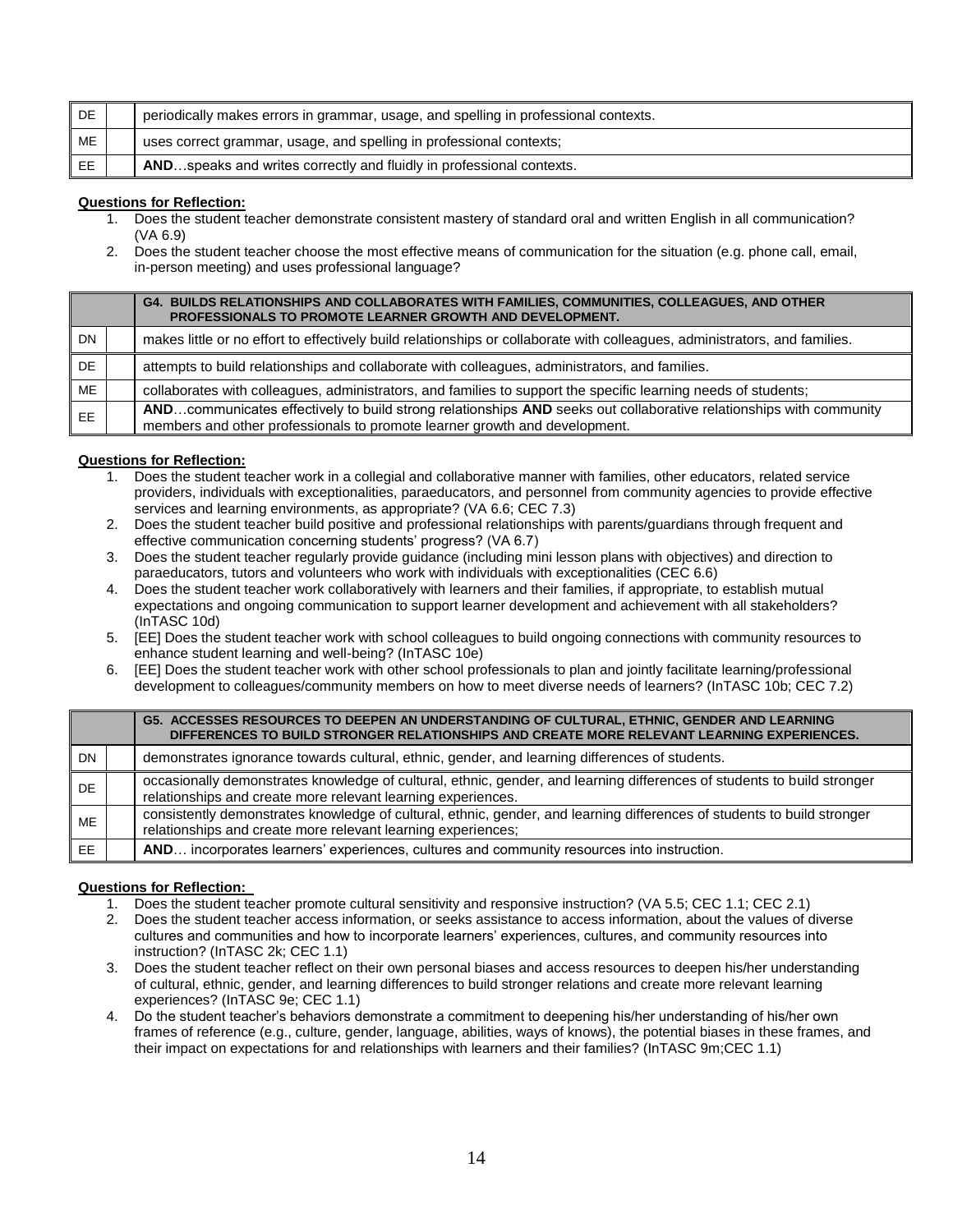| | | |
|---|---|---|
| DE | | periodically makes errors in grammar, usage, and spelling in professional contexts. |
| ME | | uses correct grammar, usage, and spelling in professional contexts; |
| EE | | **AND**…speaks and writes correctly and fluidly in professional contexts. |

**Questions for Reflection:**

1. Does the student teacher demonstrate consistent mastery of standard oral and written English in all communication? (VA 6.9)
2. Does the student teacher choose the most effective means of communication for the situation (e.g. phone call, email, in-person meeting) and uses professional language?

| | | **G4. BUILDS RELATIONSHIPS AND COLLABORATES WITH FAMILIES, COMMUNITIES, COLLEAGUES, AND OTHER PROFESSIONALS TO PROMOTE LEARNER GROWTH AND DEVELOPMENT.** |
|---|---|---|
| DN | | makes little or no effort to effectively build relationships or collaborate with colleagues, administrators, and families. |
| DE | | attempts to build relationships and collaborate with colleagues, administrators, and families. |
| ME | | collaborates with colleagues, administrators, and families to support the specific learning needs of students; |
| EE | | **AND**…communicates effectively to build strong relationships **AND** seeks out collaborative relationships with community members and other professionals to promote learner growth and development. |

**Questions for Reflection:**

1. Does the student teacher work in a collegial and collaborative manner with families, other educators, related service providers, individuals with exceptionalities, paraeducators, and personnel from community agencies to provide effective services and learning environments, as appropriate? (VA 6.6; CEC 7.3)
2. Does the student teacher build positive and professional relationships with parents/guardians through frequent and effective communication concerning students' progress? (VA 6.7)
3. Does the student teacher regularly provide guidance (including mini lesson plans with objectives) and direction to paraeducators, tutors and volunteers who work with individuals with exceptionalities (CEC 6.6)
4. Does the student teacher work collaboratively with learners and their families, if appropriate, to establish mutual expectations and ongoing communication to support learner development and achievement with all stakeholders? (InTASC 10d)
5. [EE] Does the student teacher work with school colleagues to build ongoing connections with community resources to enhance student learning and well-being? (InTASC 10e)
6. [EE] Does the student teacher work with other school professionals to plan and jointly facilitate learning/professional development to colleagues/community members on how to meet diverse needs of learners? (InTASC 10b; CEC 7.2)

| | | **G5. ACCESSES RESOURCES TO DEEPEN AN UNDERSTANDING OF CULTURAL, ETHNIC, GENDER AND LEARNING DIFFERENCES TO BUILD STRONGER RELATIONSHIPS AND CREATE MORE RELEVANT LEARNING EXPERIENCES.** |
|---|---|---|
| DN | | demonstrates ignorance towards cultural, ethnic, gender, and learning differences of students. |
| DE | | occasionally demonstrates knowledge of cultural, ethnic, gender, and learning differences of students to build stronger relationships and create more relevant learning experiences. |
| ME | | consistently demonstrates knowledge of cultural, ethnic, gender, and learning differences of students to build stronger relationships and create more relevant learning experiences; |
| EE | | **AND**… incorporates learners' experiences, cultures and community resources into instruction. |

**Questions for Reflection:**

1. Does the student teacher promote cultural sensitivity and responsive instruction? (VA 5.5; CEC 1.1; CEC 2.1)
2. Does the student teacher access information, or seeks assistance to access information, about the values of diverse cultures and communities and how to incorporate learners' experiences, cultures, and community resources into instruction? (InTASC 2k; CEC 1.1)
3. Does the student teacher reflect on their own personal biases and access resources to deepen his/her understanding of cultural, ethnic, gender, and learning differences to build stronger relations and create more relevant learning experiences? (InTASC 9e; CEC 1.1)
4. Do the student teacher's behaviors demonstrate a commitment to deepening his/her understanding of his/her own frames of reference (e.g., culture, gender, language, abilities, ways of knows), the potential biases in these frames, and their impact on expectations for and relationships with learners and their families? (InTASC 9m;CEC 1.1)